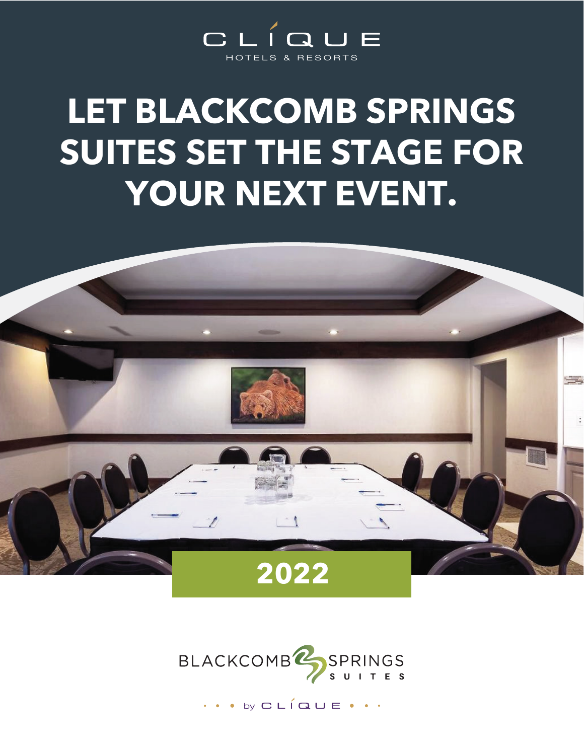CLIQUE
HOTELS & RESORTS

# LET BLACKCOMB SPRINGS SUITES SET THE STAGE FOR YOUR NEXT EVENT.

## 2022

BLACKCOMB SPRINGS SUITES

by CLIQUE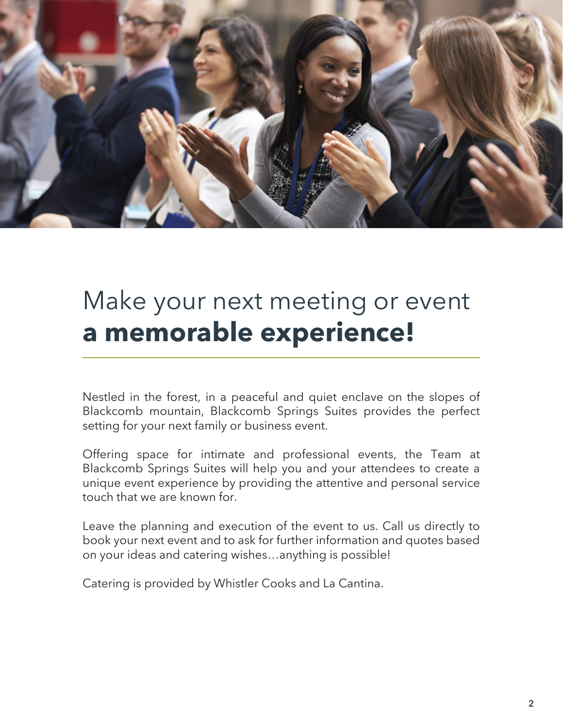# Make your next meeting or event **a memorable experience!**

Nestled in the forest, in a peaceful and quiet enclave on the slopes of Blackcomb mountain, Blackcomb Springs Suites provides the perfect setting for your next family or business event.

Offering space for intimate and professional events, the Team at Blackcomb Springs Suites will help you and your attendees to create a unique event experience by providing the attentive and personal service touch that we are known for.

Leave the planning and execution of the event to us. Call us directly to book your next event and to ask for further information and quotes based on your ideas and catering wishes…anything is possible!

Catering is provided by Whistler Cooks and La Cantina.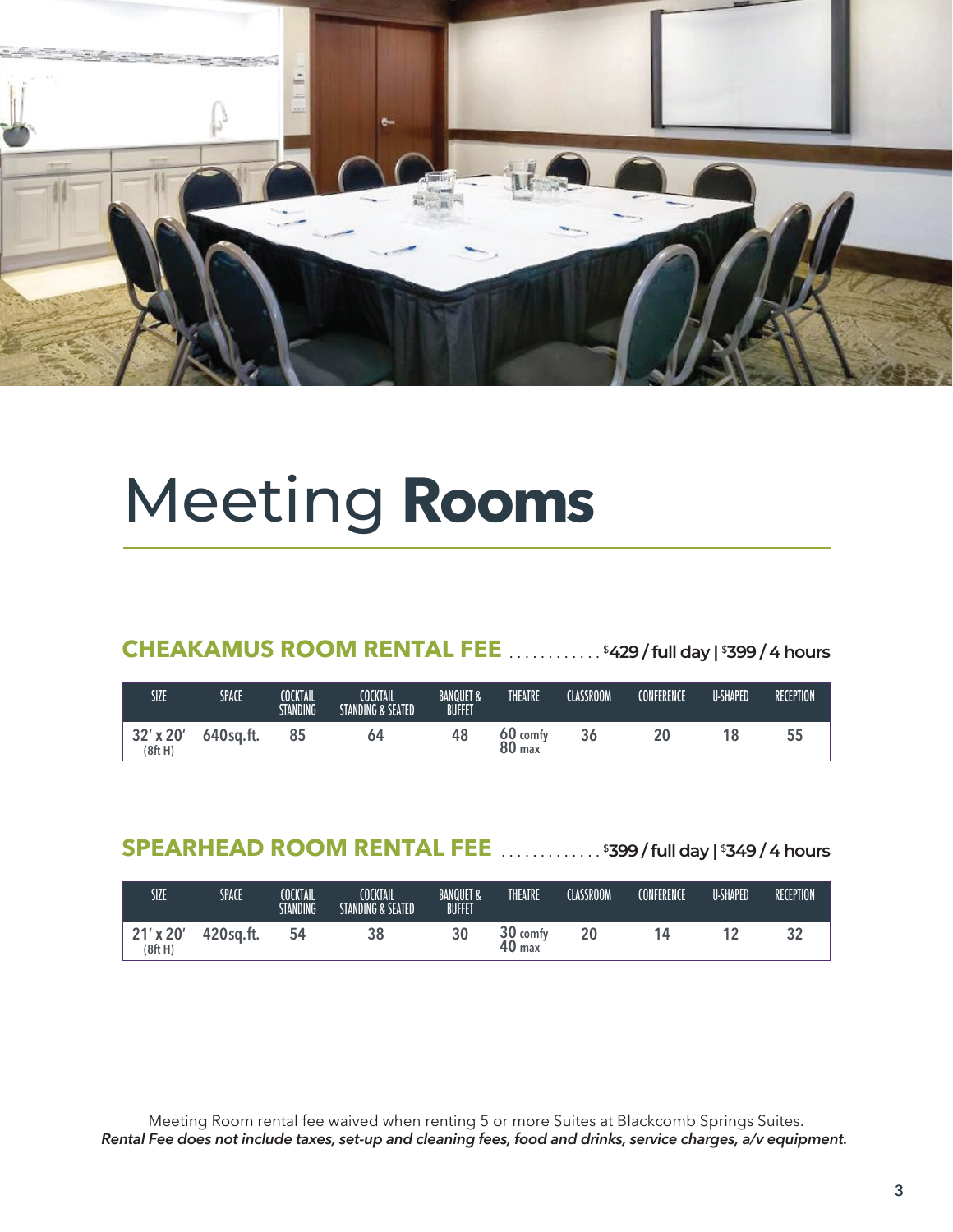# Meeting **Rooms**

## CHEAKAMUS ROOM RENTAL FEE ............ $429 / full day | $399 / 4 hours

| SIZE | SPACE | COCKTAIL STANDING | COCKTAIL STANDING & SEATED | BANQUET & BUFFET | THEATRE | CLASSROOM | CONFERENCE | U-SHAPED | RECEPTION |
|---|---|---|---|---|---|---|---|---|---|
| 32' x 20' (8ft H) | 640sq.ft. | 85 | 64 | 48 | 60 comfy 80 max | 36 | 20 | 18 | 55 |

## SPEARHEAD ROOM RENTAL FEE ............. $399 / full day | $349 / 4 hours

| SIZE | SPACE | COCKTAIL STANDING | COCKTAIL STANDING & SEATED | BANQUET & BUFFET | THEATRE | CLASSROOM | CONFERENCE | U-SHAPED | RECEPTION |
|---|---|---|---|---|---|---|---|---|---|
| 21' x 20' (8ft H) | 420sq.ft. | 54 | 38 | 30 | 30 comfy 40 max | 20 | 14 | 12 | 32 |

Meeting Room rental fee waived when renting 5 or more Suites at Blackcomb Springs Suites.
*Rental Fee does not include taxes, set-up and cleaning fees, food and drinks, service charges, a/v equipment.*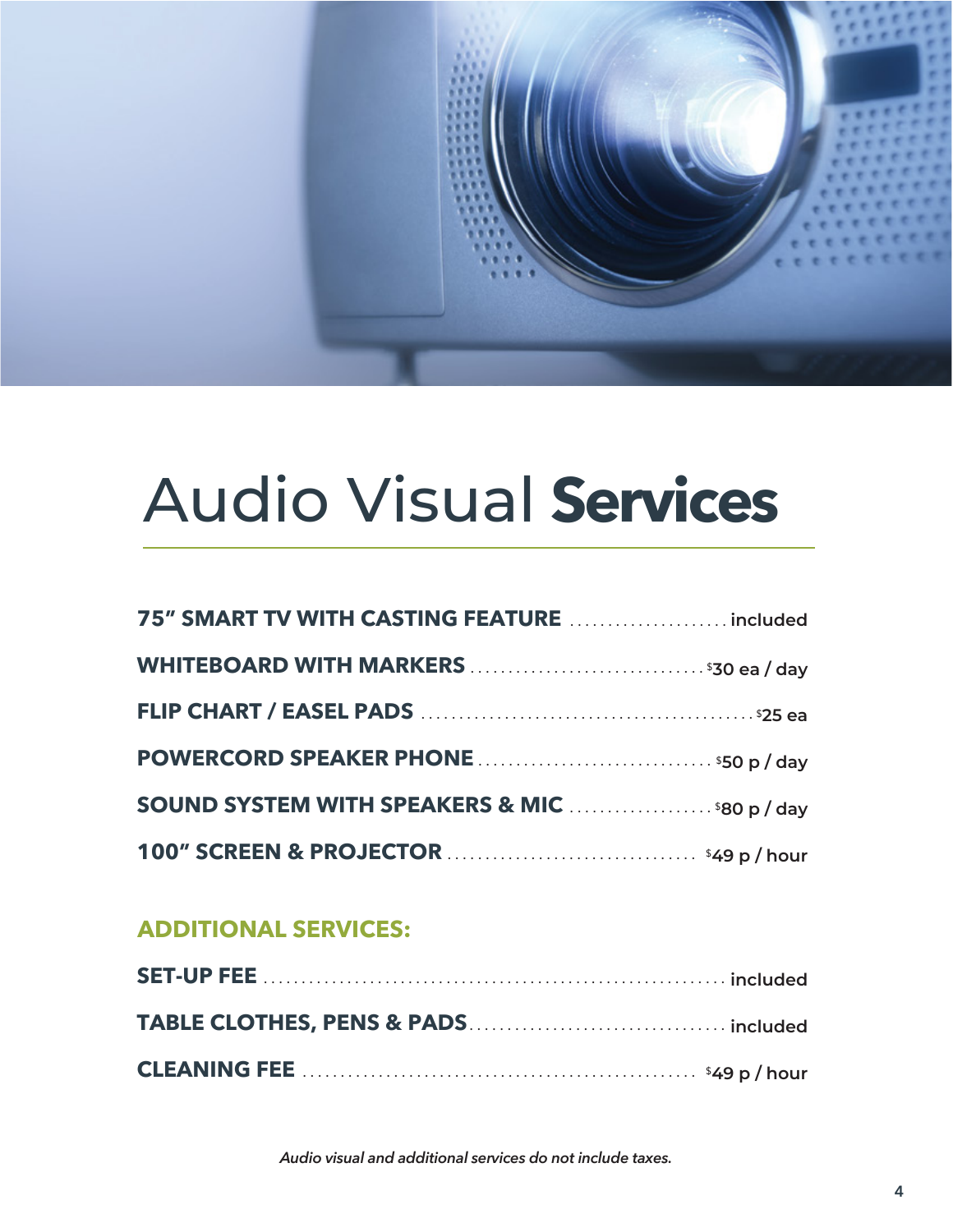# Audio Visual **Services**

| Item | Price |
| --- | --- |
| **75" SMART TV WITH CASTING FEATURE** | included |
| **WHITEBOARD WITH MARKERS** | $30 ea / day |
| **FLIP CHART / EASEL PADS** | $25 ea |
| **POWERCORD SPEAKER PHONE** | $50 p / day |
| **SOUND SYSTEM WITH SPEAKERS & MIC** | $80 p / day |
| **100" SCREEN & PROJECTOR** | $49 p / hour |

## ADDITIONAL SERVICES:

| Item | Price |
| --- | --- |
| **SET-UP FEE** | included |
| **TABLE CLOTHES, PENS & PADS** | included |
| **CLEANING FEE** | $49 p / hour |

*Audio visual and additional services do not include taxes.*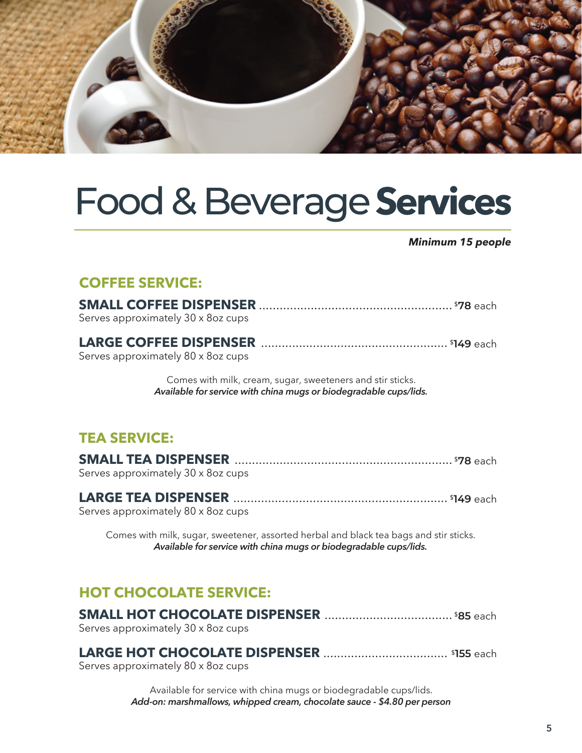# Food & Beverage **Services**

***Minimum 15 people***

## COFFEE SERVICE:

**SMALL COFFEE DISPENSER** ........................................................ **$78** each
Serves approximately 30 x 8oz cups

**LARGE COFFEE DISPENSER** ...................................................... **$149** each
Serves approximately 80 x 8oz cups

Comes with milk, cream, sugar, sweeteners and stir sticks.
***Available for service with china mugs or biodegradable cups/lids.***

## TEA SERVICE:

**SMALL TEA DISPENSER** ................................................................ **$78** each
Serves approximately 30 x 8oz cups

**LARGE TEA DISPENSER** .............................................................. **$149** each
Serves approximately 80 x 8oz cups

Comes with milk, sugar, sweetener, assorted herbal and black tea bags and stir sticks.
***Available for service with china mugs or biodegradable cups/lids.***

## HOT CHOCOLATE SERVICE:

**SMALL HOT CHOCOLATE DISPENSER** ..................................... **$85** each
Serves approximately 30 x 8oz cups

**LARGE HOT CHOCOLATE DISPENSER** .................................... **$155** each
Serves approximately 80 x 8oz cups

Available for service with china mugs or biodegradable cups/lids.
***Add-on: marshmallows, whipped cream, chocolate sauce - $4.80 per person***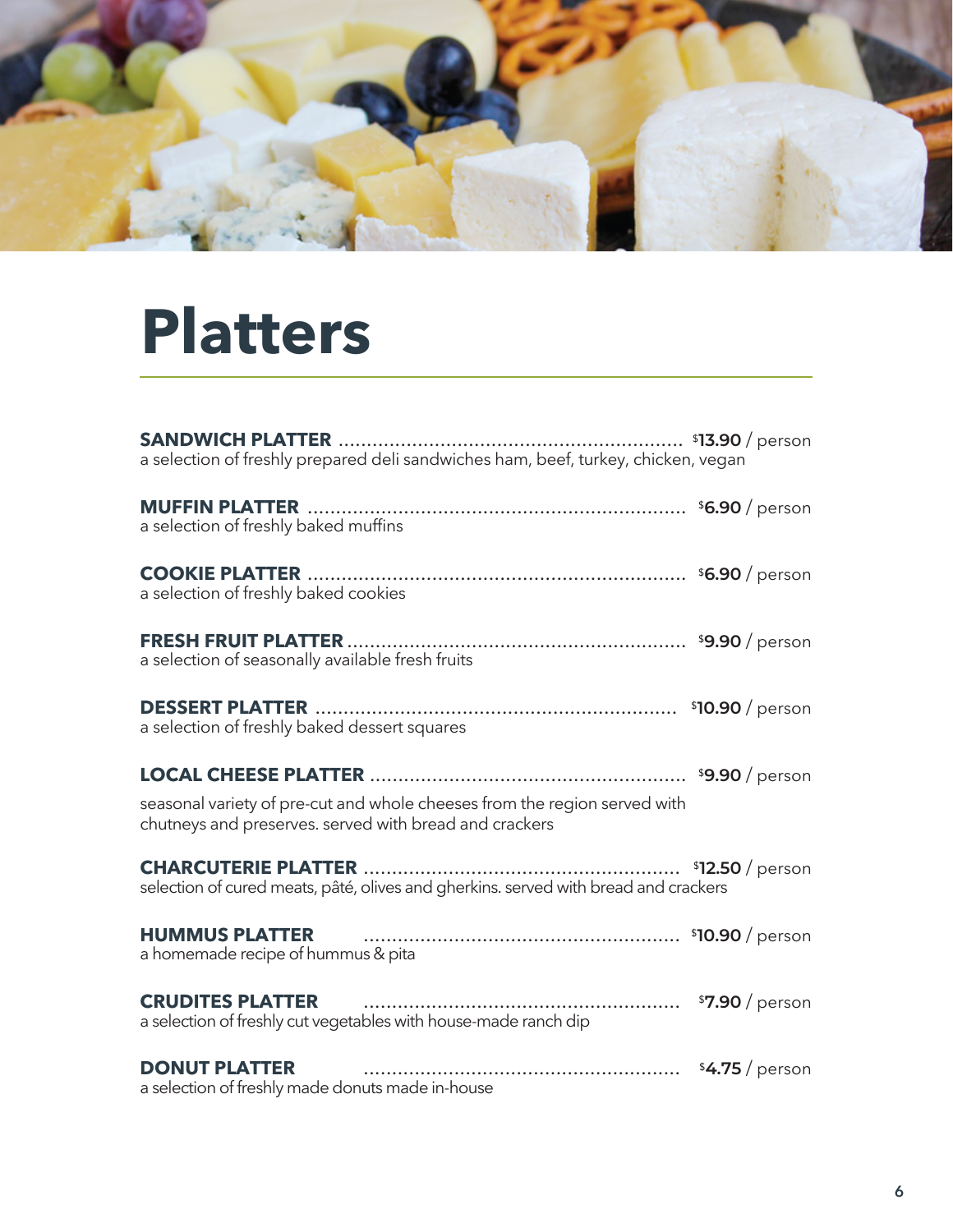# Platters

**SANDWICH PLATTER** ............................................................ $13.90 / person
a selection of freshly prepared deli sandwiches ham, beef, turkey, chicken, vegan

**MUFFIN PLATTER** .................................................................. $6.90 / person
a selection of freshly baked muffins

**COOKIE PLATTER** .................................................................. $6.90 / person
a selection of freshly baked cookies

**FRESH FRUIT PLATTER** ........................................................... $9.90 / person
a selection of seasonally available fresh fruits

**DESSERT PLATTER** ............................................................... $10.90 / person
a selection of freshly baked dessert squares

**LOCAL CHEESE PLATTER** ....................................................... $9.90 / person

seasonal variety of pre-cut and whole cheeses from the region served with chutneys and preserves. served with bread and crackers

**CHARCUTERIE PLATTER** ....................................................... $12.50 / person
selection of cured meats, pâté, olives and gherkins. served with bread and crackers

**HUMMUS PLATTER** ....................................................... $10.90 / person
a homemade recipe of hummus & pita

**CRUDITES PLATTER** ....................................................... $7.90 / person
a selection of freshly cut vegetables with house-made ranch dip

**DONUT PLATTER** ....................................................... $4.75 / person
a selection of freshly made donuts made in-house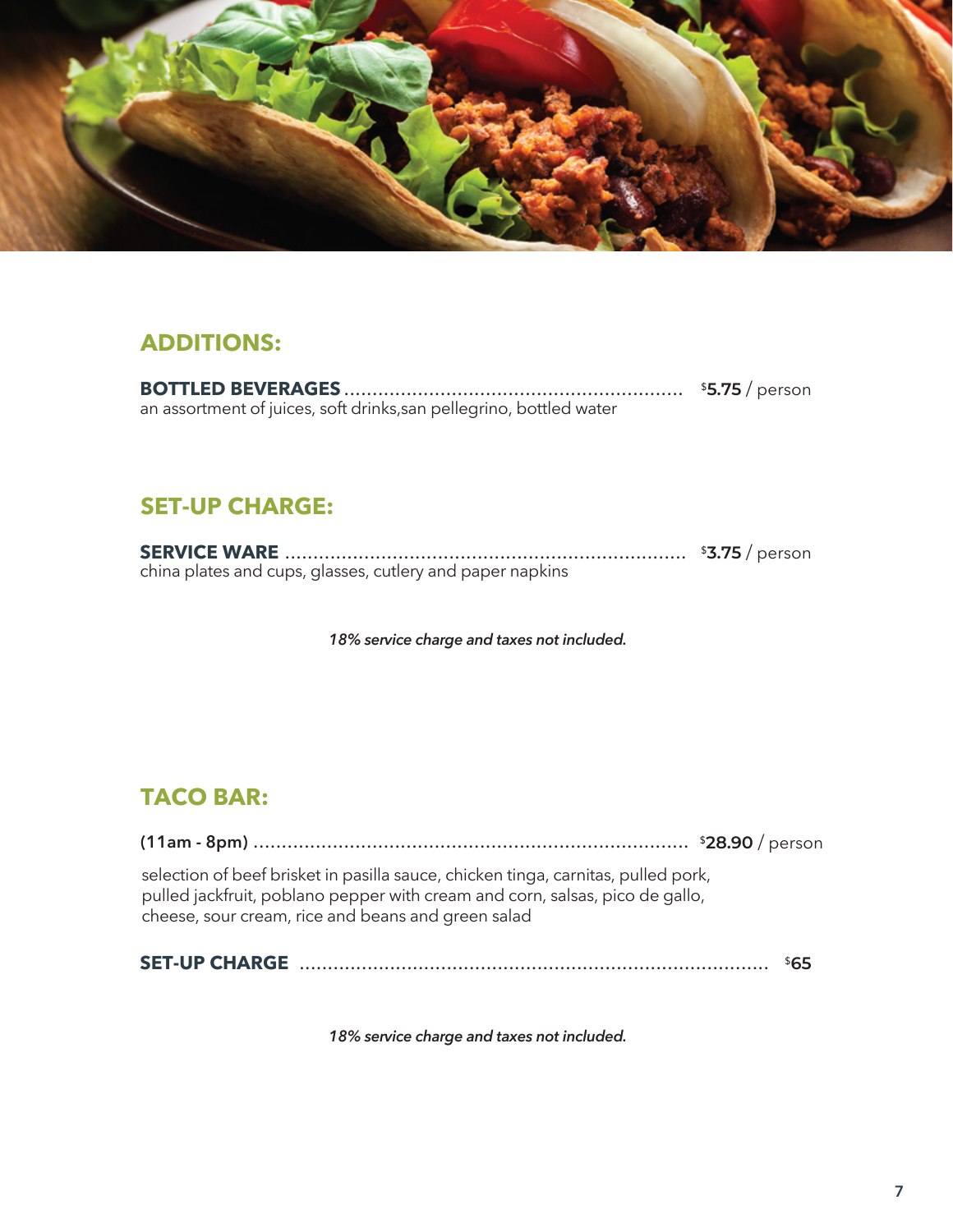## ADDITIONS:

**BOTTLED BEVERAGES** ........................................................... $5.75 / person
an assortment of juices, soft drinks,san pellegrino, bottled water

## SET-UP CHARGE:

**SERVICE WARE** ...................................................................... $3.75 / person
china plates and cups, glasses, cutlery and paper napkins

*18% service charge and taxes not included.*

## TACO BAR:

**(11am - 8pm)** ............................................................................. $28.90 / person

selection of beef brisket in pasilla sauce, chicken tinga, carnitas, pulled pork, pulled jackfruit, poblano pepper with cream and corn, salsas, pico de gallo, cheese, sour cream, rice and beans and green salad

**SET-UP CHARGE** ................................................................................... $65

*18% service charge and taxes not included.*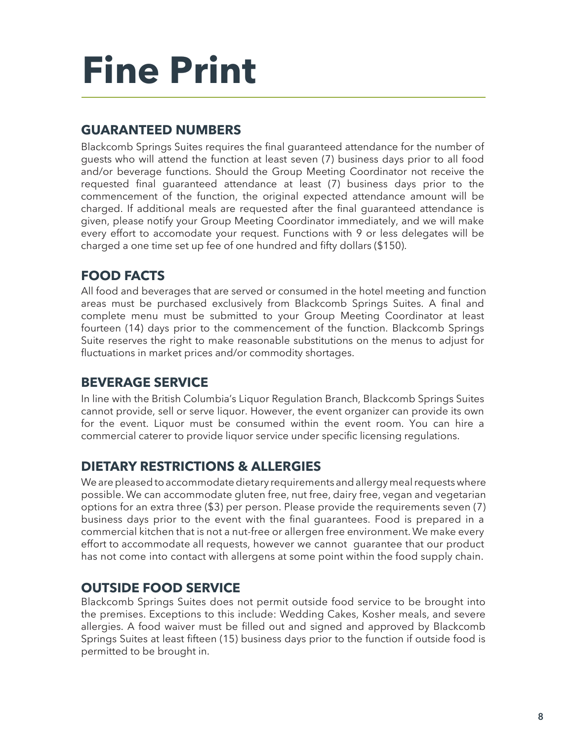# Fine Print

## GUARANTEED NUMBERS

Blackcomb Springs Suites requires the final guaranteed attendance for the number of guests who will attend the function at least seven (7) business days prior to all food and/or beverage functions. Should the Group Meeting Coordinator not receive the requested final guaranteed attendance at least (7) business days prior to the commencement of the function, the original expected attendance amount will be charged. If additional meals are requested after the final guaranteed attendance is given, please notify your Group Meeting Coordinator immediately, and we will make every effort to accomodate your request. Functions with 9 or less delegates will be charged a one time set up fee of one hundred and fifty dollars ($150).

## FOOD FACTS

All food and beverages that are served or consumed in the hotel meeting and function areas must be purchased exclusively from Blackcomb Springs Suites. A final and complete menu must be submitted to your Group Meeting Coordinator at least fourteen (14) days prior to the commencement of the function. Blackcomb Springs Suite reserves the right to make reasonable substitutions on the menus to adjust for fluctuations in market prices and/or commodity shortages.

## BEVERAGE SERVICE

In line with the British Columbia's Liquor Regulation Branch, Blackcomb Springs Suites cannot provide, sell or serve liquor. However, the event organizer can provide its own for the event. Liquor must be consumed within the event room. You can hire a commercial caterer to provide liquor service under specific licensing regulations.

## DIETARY RESTRICTIONS & ALLERGIES

We are pleased to accommodate dietary requirements and allergy meal requests where possible. We can accommodate gluten free, nut free, dairy free, vegan and vegetarian options for an extra three ($3) per person. Please provide the requirements seven (7) business days prior to the event with the final guarantees. Food is prepared in a commercial kitchen that is not a nut-free or allergen free environment. We make every effort to accommodate all requests, however we cannot guarantee that our product has not come into contact with allergens at some point within the food supply chain.

## OUTSIDE FOOD SERVICE

Blackcomb Springs Suites does not permit outside food service to be brought into the premises. Exceptions to this include: Wedding Cakes, Kosher meals, and severe allergies. A food waiver must be filled out and signed and approved by Blackcomb Springs Suites at least fifteen (15) business days prior to the function if outside food is permitted to be brought in.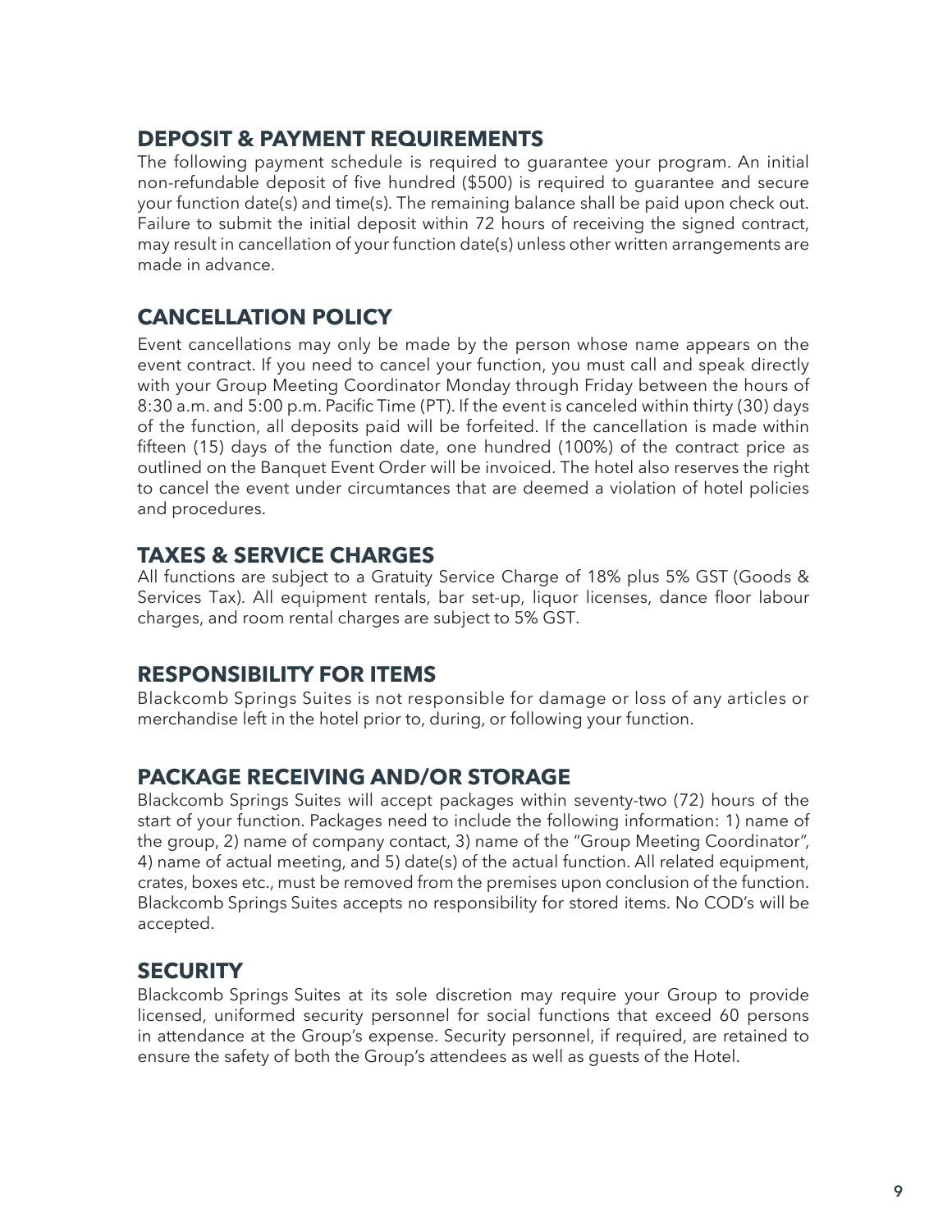## DEPOSIT & PAYMENT REQUIREMENTS

The following payment schedule is required to guarantee your program. An initial non-refundable deposit of five hundred ($500) is required to guarantee and secure your function date(s) and time(s). The remaining balance shall be paid upon check out. Failure to submit the initial deposit within 72 hours of receiving the signed contract, may result in cancellation of your function date(s) unless other written arrangements are made in advance.

## CANCELLATION POLICY

Event cancellations may only be made by the person whose name appears on the event contract. If you need to cancel your function, you must call and speak directly with your Group Meeting Coordinator Monday through Friday between the hours of 8:30 a.m. and 5:00 p.m. Pacific Time (PT). If the event is canceled within thirty (30) days of the function, all deposits paid will be forfeited. If the cancellation is made within fifteen (15) days of the function date, one hundred (100%) of the contract price as outlined on the Banquet Event Order will be invoiced. The hotel also reserves the right to cancel the event under circumtances that are deemed a violation of hotel policies and procedures.

## TAXES & SERVICE CHARGES

All functions are subject to a Gratuity Service Charge of 18% plus 5% GST (Goods & Services Tax). All equipment rentals, bar set-up, liquor licenses, dance floor labour charges, and room rental charges are subject to 5% GST.

## RESPONSIBILITY FOR ITEMS

Blackcomb Springs Suites is not responsible for damage or loss of any articles or merchandise left in the hotel prior to, during, or following your function.

## PACKAGE RECEIVING AND/OR STORAGE

Blackcomb Springs Suites will accept packages within seventy-two (72) hours of the start of your function. Packages need to include the following information: 1) name of the group, 2) name of company contact, 3) name of the "Group Meeting Coordinator", 4) name of actual meeting, and 5) date(s) of the actual function. All related equipment, crates, boxes etc., must be removed from the premises upon conclusion of the function. Blackcomb Springs Suites accepts no responsibility for stored items. No COD's will be accepted.

## SECURITY

Blackcomb Springs Suites at its sole discretion may require your Group to provide licensed, uniformed security personnel for social functions that exceed 60 persons in attendance at the Group's expense. Security personnel, if required, are retained to ensure the safety of both the Group's attendees as well as guests of the Hotel.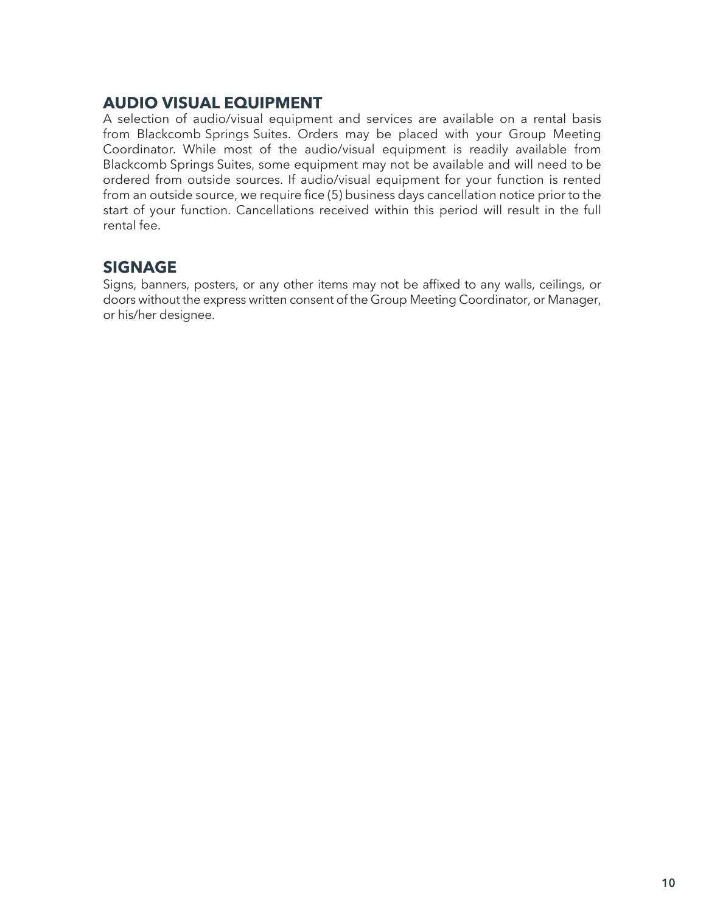## AUDIO VISUAL EQUIPMENT

A selection of audio/visual equipment and services are available on a rental basis from Blackcomb Springs Suites. Orders may be placed with your Group Meeting Coordinator. While most of the audio/visual equipment is readily available from Blackcomb Springs Suites, some equipment may not be available and will need to be ordered from outside sources. If audio/visual equipment for your function is rented from an outside source, we require fice (5) business days cancellation notice prior to the start of your function. Cancellations received within this period will result in the full rental fee.

## SIGNAGE

Signs, banners, posters, or any other items may not be affixed to any walls, ceilings, or doors without the express written consent of the Group Meeting Coordinator, or Manager, or his/her designee.